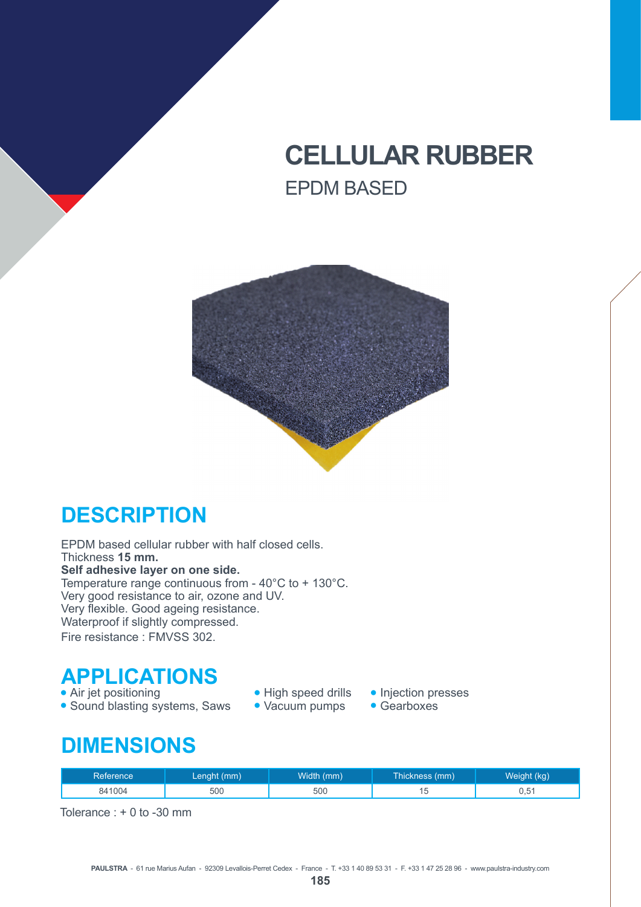# CELLULAR RUBBER

## EPDM BASED

## DESCRIPTION

EPDM based cellular rubber with half closed cells.
Thickness **15 mm.**
**Self adhesive layer on one side.**
Temperature range continuous from - 40°C to + 130°C.
Very good resistance to air, ozone and UV.
Very flexible. Good ageing resistance.
Waterproof if slightly compressed.
Fire resistance : FMVSS 302.

## APPLICATIONS

- Air jet positioning
- Sound blasting systems, Saws
- High speed drills
- Vacuum pumps
- Injection presses
- Gearboxes

## DIMENSIONS

| Reference | Lenght (mm) | Width (mm) | Thickness (mm) | Weight (kg) |
|---|---|---|---|---|
| 841004 | 500 | 500 | 15 | 0,51 |

Tolerance : + 0 to -30 mm

**PAULSTRA** - 61 rue Marius Aufan - 92309 Levallois-Perret Cedex - France - T. +33 1 40 89 53 31 - F. +33 1 47 25 28 96 - www.paulstra-industry.com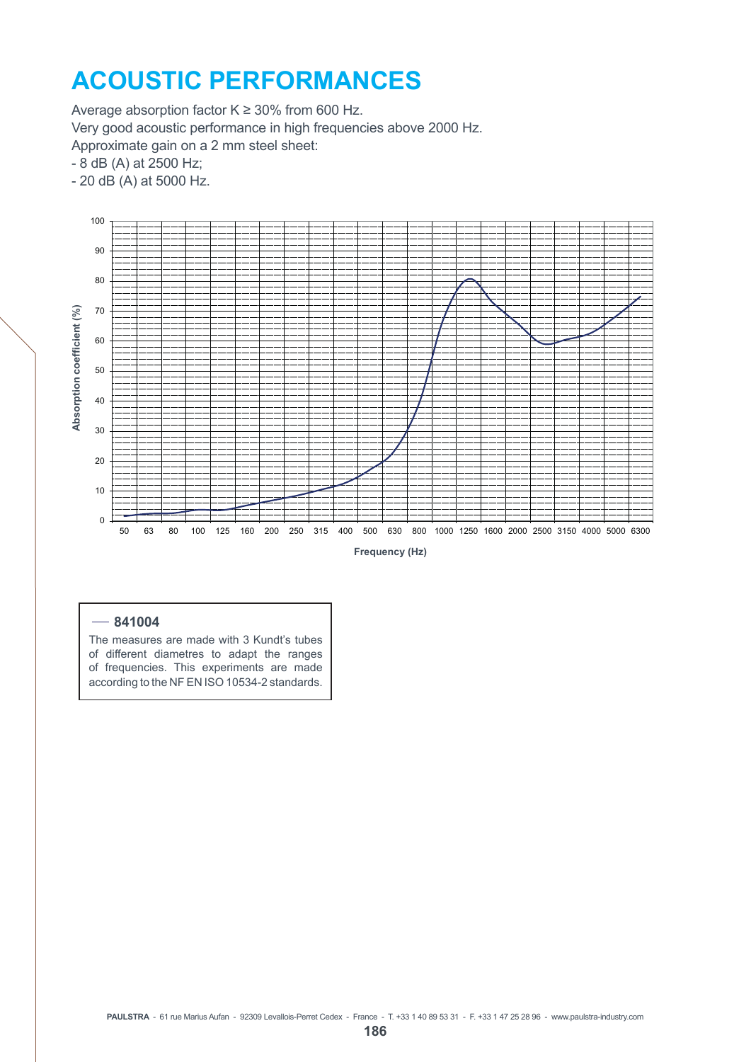# ACOUSTIC PERFORMANCES

Average absorption factor K ≥ 30% from 600 Hz.
Very good acoustic performance in high frequencies above 2000 Hz.
Approximate gain on a 2 mm steel sheet:

- 8 dB (A) at 2500 Hz;
- 20 dB (A) at 5000 Hz.

Absorption coefficient (%)

100
90
80
70
60
50
40
30
20
10
0

50 63 80 100 125 160 200 250 315 400 500 630 800 1000 1250 1600 2000 2500 3150 4000 5000 6300

Frequency (Hz)

**841004**

The measures are made with 3 Kundt's tubes of different diametres to adapt the ranges of frequencies. This experiments are made according to the NF EN ISO 10534-2 standards.

**PAULSTRA** - 61 rue Marius Aufan - 92309 Levallois-Perret Cedex - France - T. +33 1 40 89 53 31 - F. +33 1 47 25 28 96 - www.paulstra-industry.com